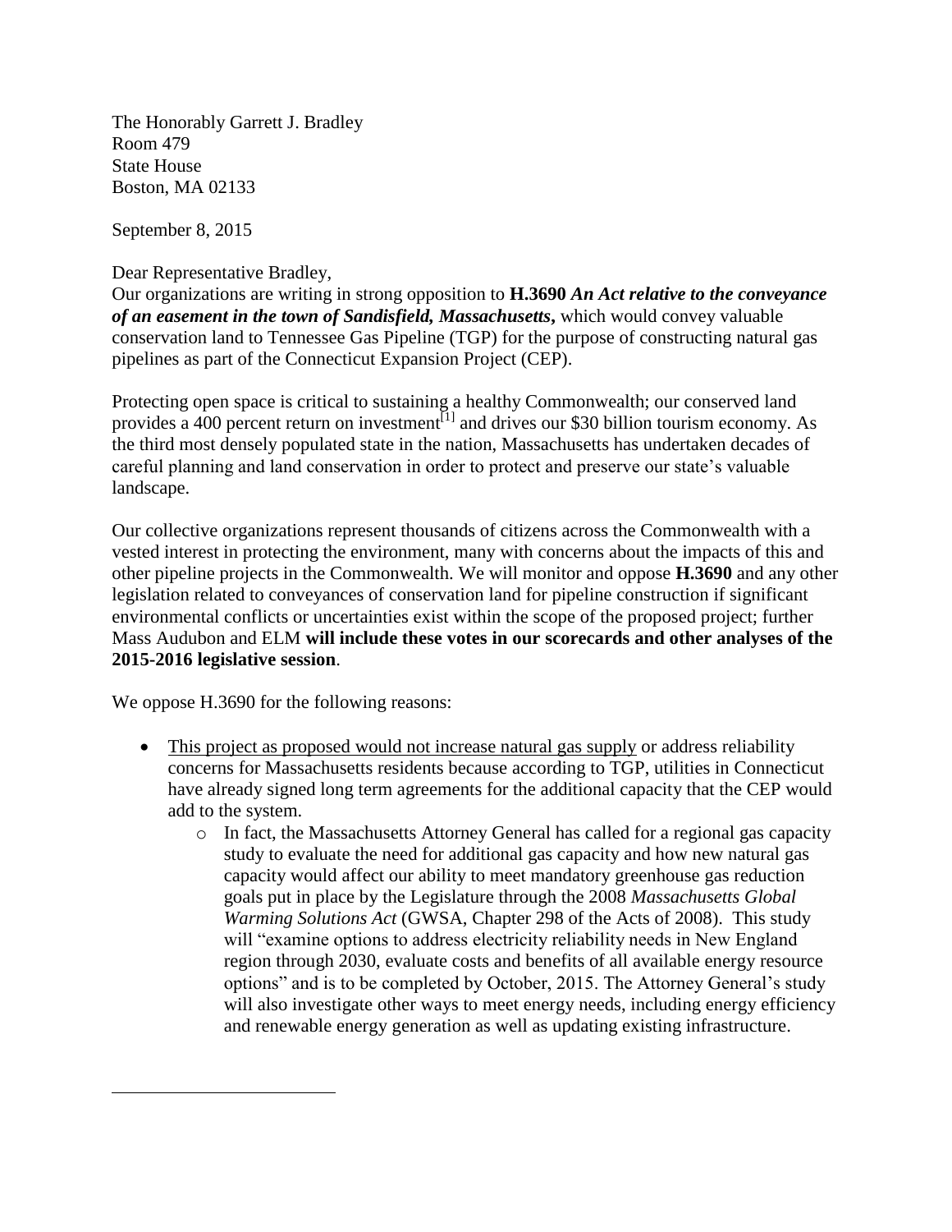The Honorably Garrett J. Bradley
Room 479
State House
Boston, MA 02133

September 8, 2015

Dear Representative Bradley,

Our organizations are writing in strong opposition to **H.3690** ***An Act relative to the conveyance of an easement in the town of Sandisfield, Massachusetts***, which would convey valuable conservation land to Tennessee Gas Pipeline (TGP) for the purpose of constructing natural gas pipelines as part of the Connecticut Expansion Project (CEP).

Protecting open space is critical to sustaining a healthy Commonwealth; our conserved land provides a 400 percent return on investment[1] and drives our $30 billion tourism economy. As the third most densely populated state in the nation, Massachusetts has undertaken decades of careful planning and land conservation in order to protect and preserve our state's valuable landscape.

Our collective organizations represent thousands of citizens across the Commonwealth with a vested interest in protecting the environment, many with concerns about the impacts of this and other pipeline projects in the Commonwealth. We will monitor and oppose **H.3690** and any other legislation related to conveyances of conservation land for pipeline construction if significant environmental conflicts or uncertainties exist within the scope of the proposed project; further Mass Audubon and ELM **will include these votes in our scorecards and other analyses of the 2015-2016 legislative session**.

We oppose H.3690 for the following reasons:

- <u>This project as proposed would not increase natural gas supply</u> or address reliability concerns for Massachusetts residents because according to TGP, utilities in Connecticut have already signed long term agreements for the additional capacity that the CEP would add to the system.
  - In fact, the Massachusetts Attorney General has called for a regional gas capacity study to evaluate the need for additional gas capacity and how new natural gas capacity would affect our ability to meet mandatory greenhouse gas reduction goals put in place by the Legislature through the 2008 *Massachusetts Global Warming Solutions Act* (GWSA, Chapter 298 of the Acts of 2008). This study will "examine options to address electricity reliability needs in New England region through 2030, evaluate costs and benefits of all available energy resource options" and is to be completed by October, 2015. The Attorney General's study will also investigate other ways to meet energy needs, including energy efficiency and renewable energy generation as well as updating existing infrastructure.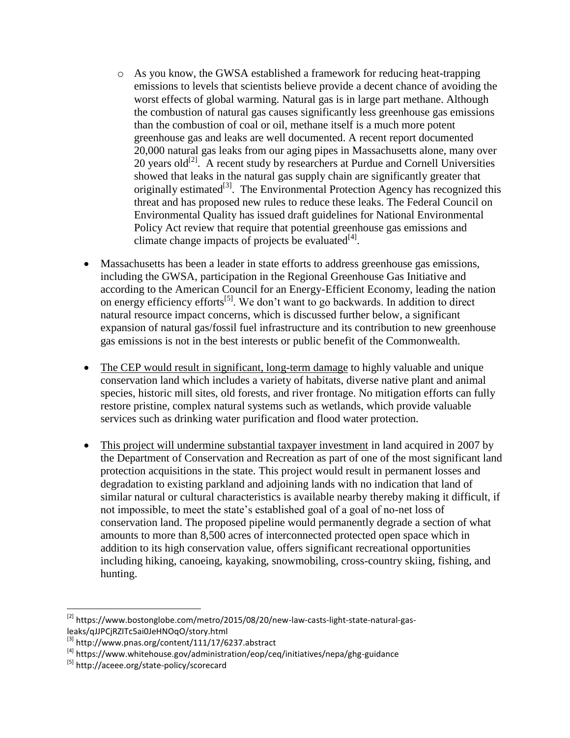- As you know, the GWSA established a framework for reducing heat-trapping emissions to levels that scientists believe provide a decent chance of avoiding the worst effects of global warming. Natural gas is in large part methane. Although the combustion of natural gas causes significantly less greenhouse gas emissions than the combustion of coal or oil, methane itself is a much more potent greenhouse gas and leaks are well documented. A recent report documented 20,000 natural gas leaks from our aging pipes in Massachusetts alone, many over 20 years old[2]. A recent study by researchers at Purdue and Cornell Universities showed that leaks in the natural gas supply chain are significantly greater that originally estimated[3]. The Environmental Protection Agency has recognized this threat and has proposed new rules to reduce these leaks. The Federal Council on Environmental Quality has issued draft guidelines for National Environmental Policy Act review that require that potential greenhouse gas emissions and climate change impacts of projects be evaluated[4].

- Massachusetts has been a leader in state efforts to address greenhouse gas emissions, including the GWSA, participation in the Regional Greenhouse Gas Initiative and according to the American Council for an Energy-Efficient Economy, leading the nation on energy efficiency efforts[5]. We don't want to go backwards. In addition to direct natural resource impact concerns, which is discussed further below, a significant expansion of natural gas/fossil fuel infrastructure and its contribution to new greenhouse gas emissions is not in the best interests or public benefit of the Commonwealth.

- <u>The CEP would result in significant, long-term damage</u> to highly valuable and unique conservation land which includes a variety of habitats, diverse native plant and animal species, historic mill sites, old forests, and river frontage. No mitigation efforts can fully restore pristine, complex natural systems such as wetlands, which provide valuable services such as drinking water purification and flood water protection.

- <u>This project will undermine substantial taxpayer investment</u> in land acquired in 2007 by the Department of Conservation and Recreation as part of one of the most significant land protection acquisitions in the state. This project would result in permanent losses and degradation to existing parkland and adjoining lands with no indication that land of similar natural or cultural characteristics is available nearby thereby making it difficult, if not impossible, to meet the state's established goal of a goal of no-net loss of conservation land. The proposed pipeline would permanently degrade a section of what amounts to more than 8,500 acres of interconnected protected open space which in addition to its high conservation value, offers significant recreational opportunities including hiking, canoeing, kayaking, snowmobiling, cross-country skiing, fishing, and hunting.

---

[2] https://www.bostonglobe.com/metro/2015/08/20/new-law-casts-light-state-natural-gas-leaks/qJJPCjRZITc5ai0JeHNOqO/story.html

[3] http://www.pnas.org/content/111/17/6237.abstract

[4] https://www.whitehouse.gov/administration/eop/ceq/initiatives/nepa/ghg-guidance

[5] http://aceee.org/state-policy/scorecard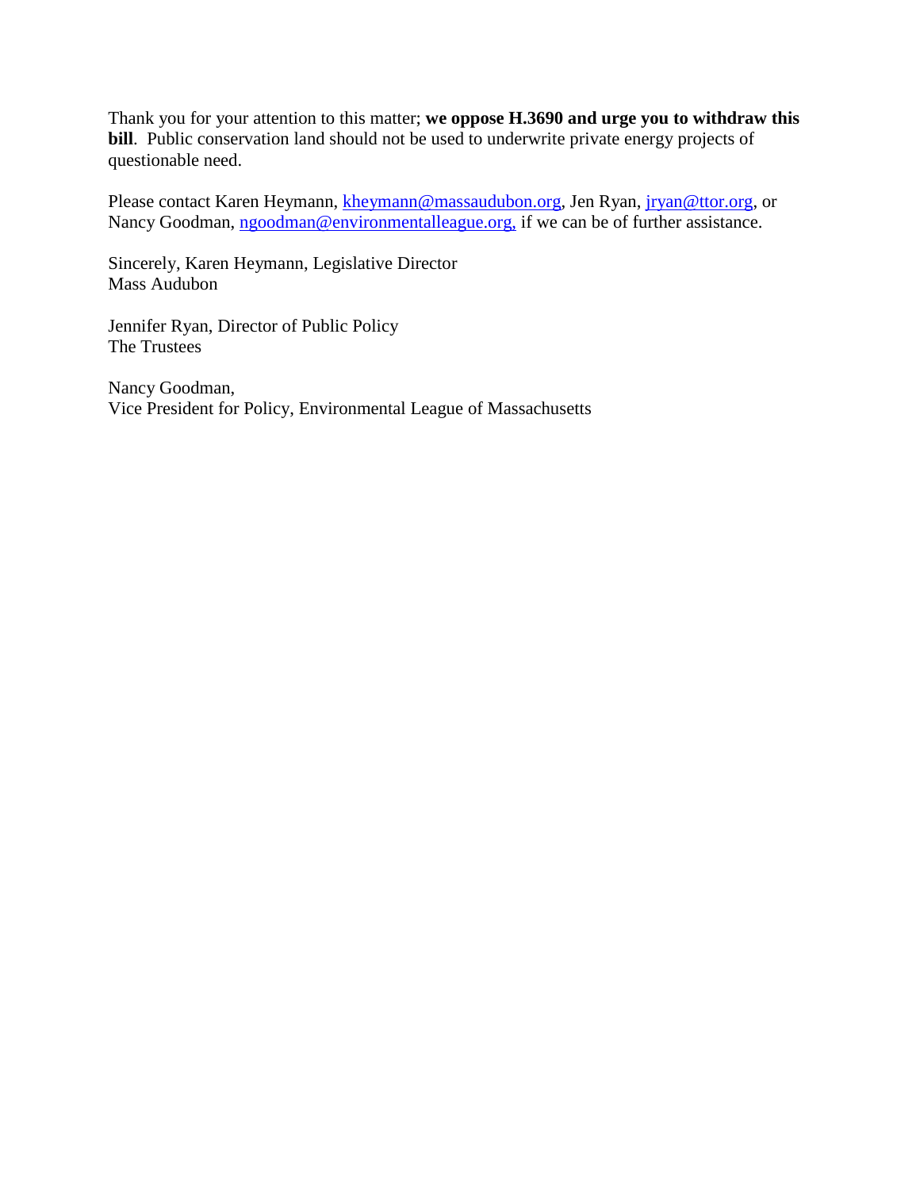Thank you for your attention to this matter; **we oppose H.3690 and urge you to withdraw this bill**. Public conservation land should not be used to underwrite private energy projects of questionable need.

Please contact Karen Heymann, kheymann@massaudubon.org, Jen Ryan, jryan@ttor.org, or Nancy Goodman, ngoodman@environmentalleague.org, if we can be of further assistance.

Sincerely, Karen Heymann, Legislative Director
Mass Audubon

Jennifer Ryan, Director of Public Policy
The Trustees

Nancy Goodman,
Vice President for Policy, Environmental League of Massachusetts